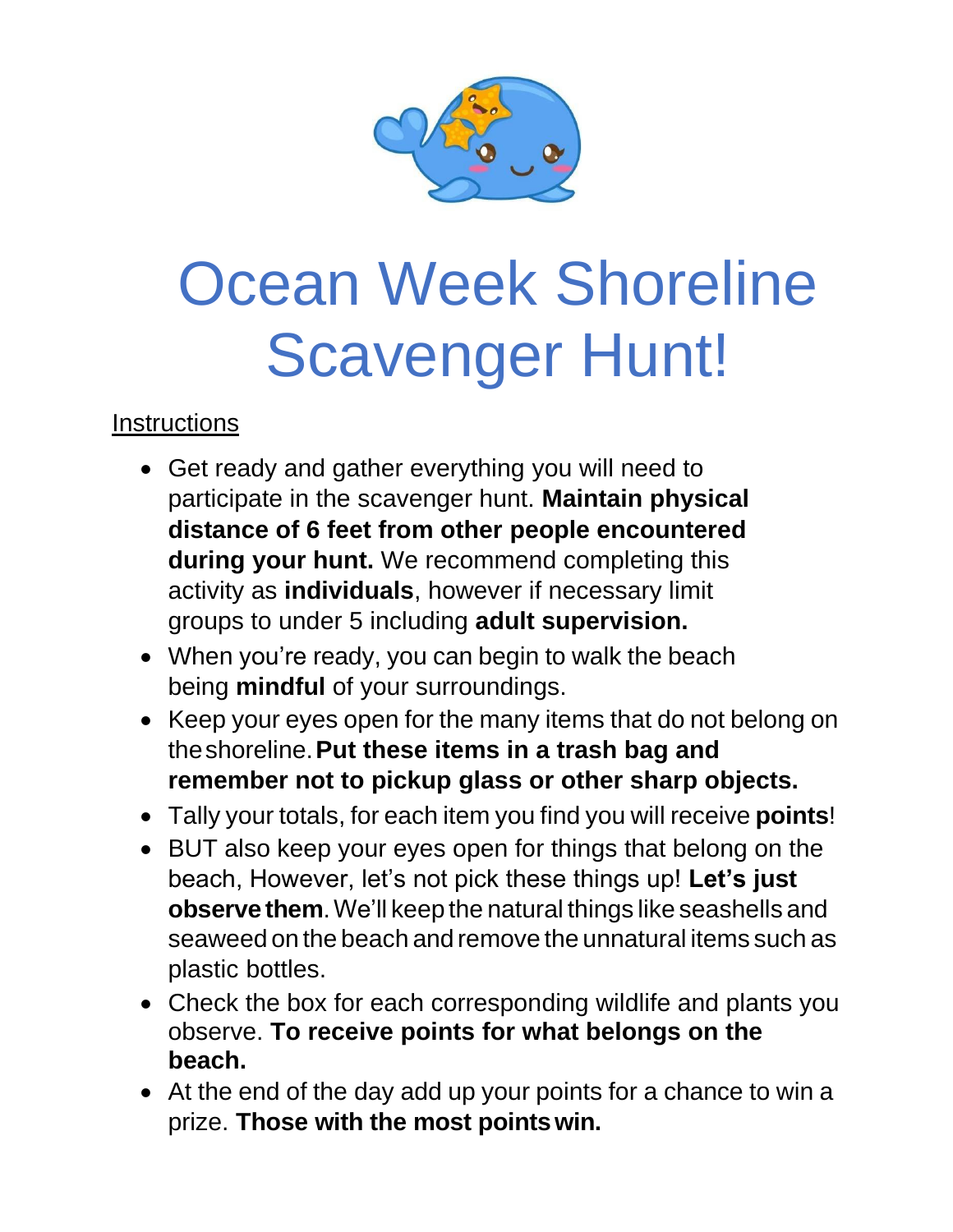# Ocean Week Shoreline Scavenger Hunt!

<u>Instructions</u>

- Get ready and gather everything you will need to participate in the scavenger hunt. **Maintain physical distance of 6 feet from other people encountered during your hunt.** We recommend completing this activity as **individuals**, however if necessary limit groups to under 5 including **adult supervision.**
- When you're ready, you can begin to walk the beach being **mindful** of your surroundings.
- Keep your eyes open for the many items that do not belong on the shoreline. **Put these items in a trash bag and remember not to pickup glass or other sharp objects.**
- Tally your totals, for each item you find you will receive **points**!
- BUT also keep your eyes open for things that belong on the beach, However, let's not pick these things up! **Let's just observe them**. We'll keep the natural things like seashells and seaweed on the beach and remove the unnatural items such as plastic bottles.
- Check the box for each corresponding wildlife and plants you observe. **To receive points for what belongs on the beach.**
- At the end of the day add up your points for a chance to win a prize. **Those with the most points win.**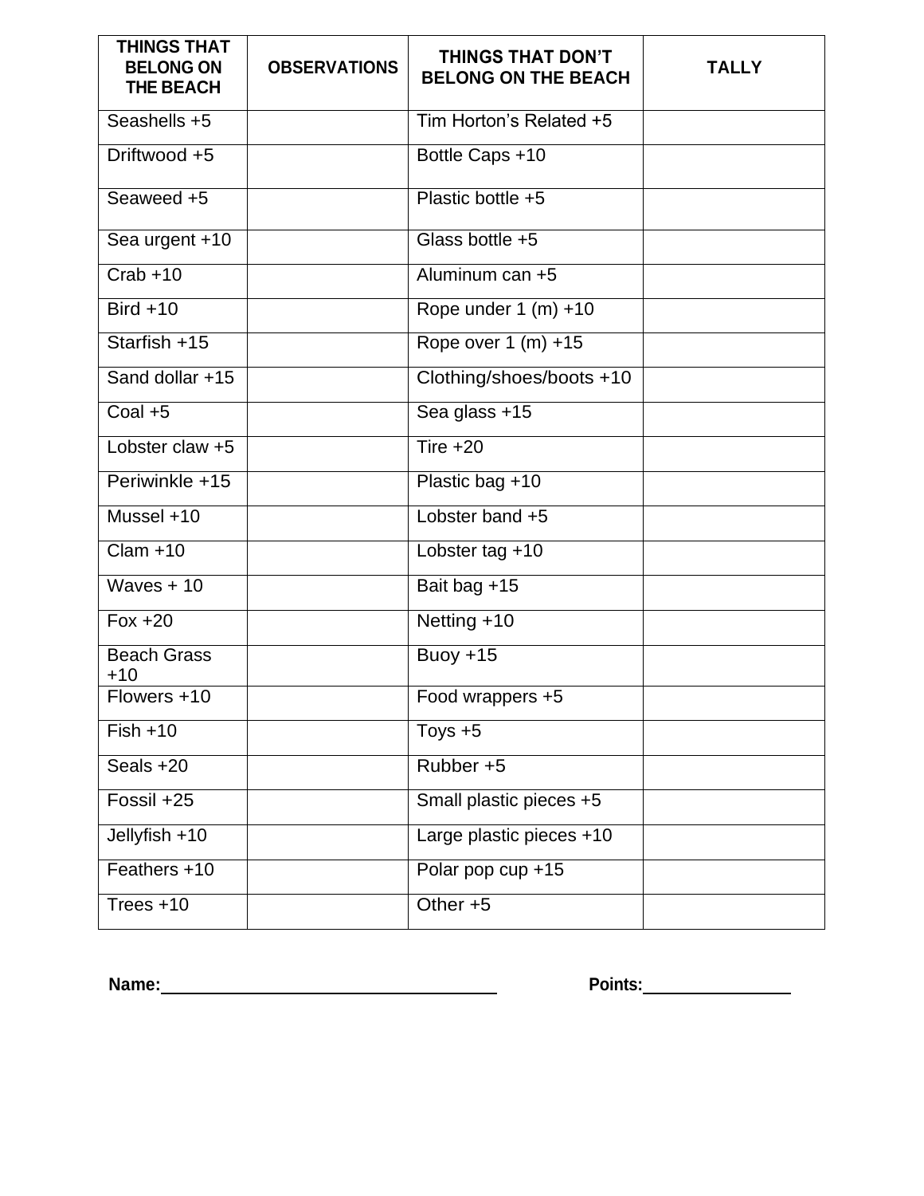| THINGS THAT BELONG ON THE BEACH | OBSERVATIONS | THINGS THAT DON'T BELONG ON THE BEACH | TALLY |
|---|---|---|---|
| Seashells +5 | | Tim Horton's Related +5 | |
| Driftwood +5 | | Bottle Caps +10 | |
| Seaweed +5 | | Plastic bottle +5 | |
| Sea urgent +10 | | Glass bottle +5 | |
| Crab +10 | | Aluminum can +5 | |
| Bird +10 | | Rope under 1 (m) +10 | |
| Starfish +15 | | Rope over 1 (m) +15 | |
| Sand dollar +15 | | Clothing/shoes/boots +10 | |
| Coal +5 | | Sea glass +15 | |
| Lobster claw +5 | | Tire +20 | |
| Periwinkle +15 | | Plastic bag +10 | |
| Mussel +10 | | Lobster band +5 | |
| Clam +10 | | Lobster tag +10 | |
| Waves + 10 | | Bait bag +15 | |
| Fox +20 | | Netting +10 | |
| Beach Grass +10 | | Buoy +15 | |
| Flowers +10 | | Food wrappers +5 | |
| Fish +10 | | Toys +5 | |
| Seals +20 | | Rubber +5 | |
| Fossil +25 | | Small plastic pieces +5 | |
| Jellyfish +10 | | Large plastic pieces +10 | |
| Feathers +10 | | Polar pop cup +15 | |
| Trees +10 | | Other +5 | |

**Name:**\_\_\_\_\_\_\_\_\_\_\_\_\_\_\_\_\_\_\_\_\_\_\_\_\_\_\_\_\_\_ **Points:**\_\_\_\_\_\_\_\_\_\_\_\_\_\_